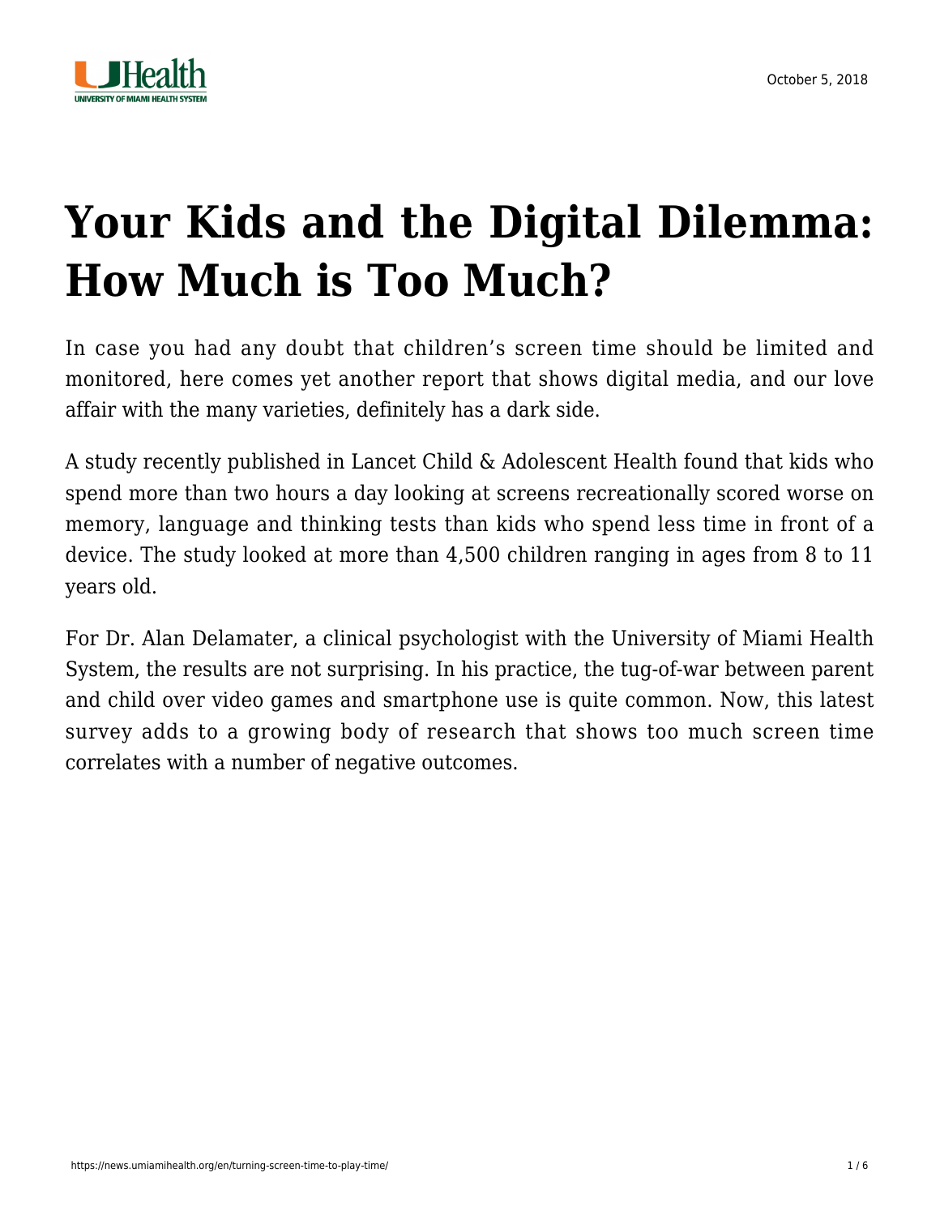October 5, 2018

# Your Kids and the Digital Dilemma: How Much is Too Much?

In case you had any doubt that children's screen time should be limited and monitored, here comes yet another report that shows digital media, and our love affair with the many varieties, definitely has a dark side.

A study recently published in Lancet Child & Adolescent Health found that kids who spend more than two hours a day looking at screens recreationally scored worse on memory, language and thinking tests than kids who spend less time in front of a device. The study looked at more than 4,500 children ranging in ages from 8 to 11 years old.

For Dr. Alan Delamater, a clinical psychologist with the University of Miami Health System, the results are not surprising. In his practice, the tug-of-war between parent and child over video games and smartphone use is quite common. Now, this latest survey adds to a growing body of research that shows too much screen time correlates with a number of negative outcomes.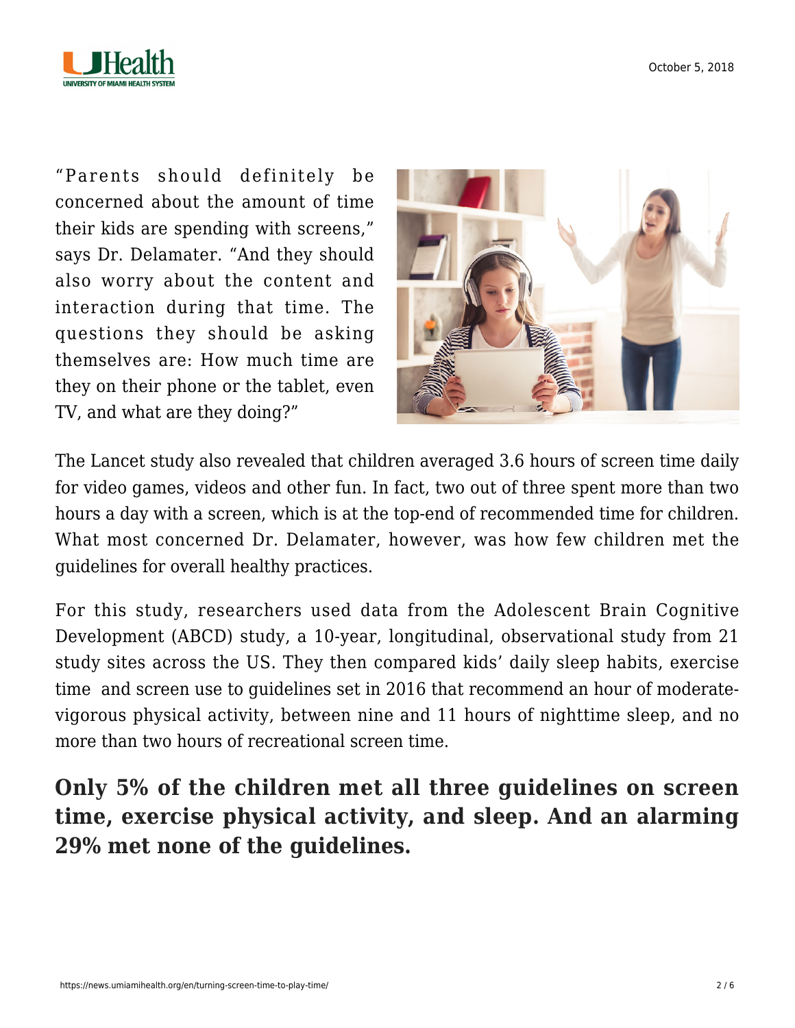"Parents should definitely be concerned about the amount of time their kids are spending with screens," says Dr. Delamater. "And they should also worry about the content and interaction during that time. The questions they should be asking themselves are: How much time are they on their phone or the tablet, even TV, and what are they doing?"

The Lancet study also revealed that children averaged 3.6 hours of screen time daily for video games, videos and other fun. In fact, two out of three spent more than two hours a day with a screen, which is at the top-end of recommended time for children. What most concerned Dr. Delamater, however, was how few children met the guidelines for overall healthy practices.

For this study, researchers used data from the Adolescent Brain Cognitive Development (ABCD) study, a 10-year, longitudinal, observational study from 21 study sites across the US. They then compared kids' daily sleep habits, exercise time and screen use to guidelines set in 2016 that recommend an hour of moderate-vigorous physical activity, between nine and 11 hours of nighttime sleep, and no more than two hours of recreational screen time.

**Only 5% of the children met all three guidelines on screen time, exercise physical activity, and sleep. And an alarming 29% met none of the guidelines.**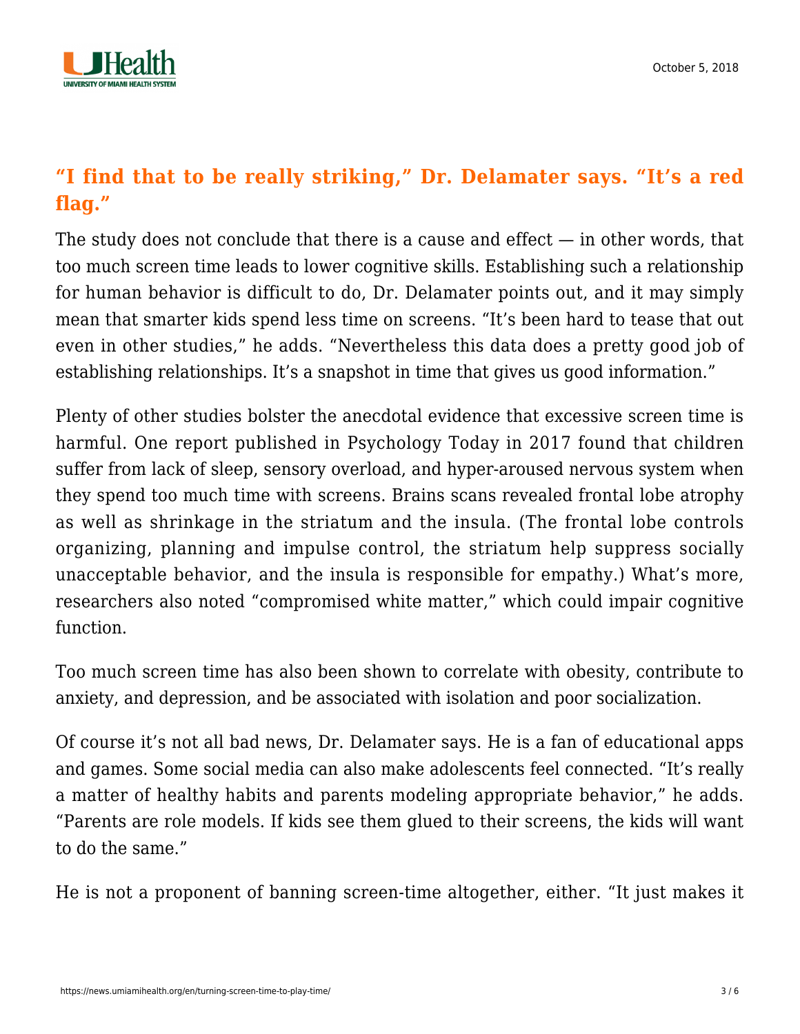## “I find that to be really striking,” Dr. Delamater says. “It’s a red flag.”

The study does not conclude that there is a cause and effect — in other words, that too much screen time leads to lower cognitive skills. Establishing such a relationship for human behavior is difficult to do, Dr. Delamater points out, and it may simply mean that smarter kids spend less time on screens. “It’s been hard to tease that out even in other studies,” he adds. “Nevertheless this data does a pretty good job of establishing relationships. It’s a snapshot in time that gives us good information.”

Plenty of other studies bolster the anecdotal evidence that excessive screen time is harmful. One report published in Psychology Today in 2017 found that children suffer from lack of sleep, sensory overload, and hyper-aroused nervous system when they spend too much time with screens. Brains scans revealed frontal lobe atrophy as well as shrinkage in the striatum and the insula. (The frontal lobe controls organizing, planning and impulse control, the striatum help suppress socially unacceptable behavior, and the insula is responsible for empathy.) What’s more, researchers also noted “compromised white matter,” which could impair cognitive function.

Too much screen time has also been shown to correlate with obesity, contribute to anxiety, and depression, and be associated with isolation and poor socialization.

Of course it’s not all bad news, Dr. Delamater says. He is a fan of educational apps and games. Some social media can also make adolescents feel connected. “It’s really a matter of healthy habits and parents modeling appropriate behavior,” he adds. “Parents are role models. If kids see them glued to their screens, the kids will want to do the same.”

He is not a proponent of banning screen-time altogether, either. “It just makes it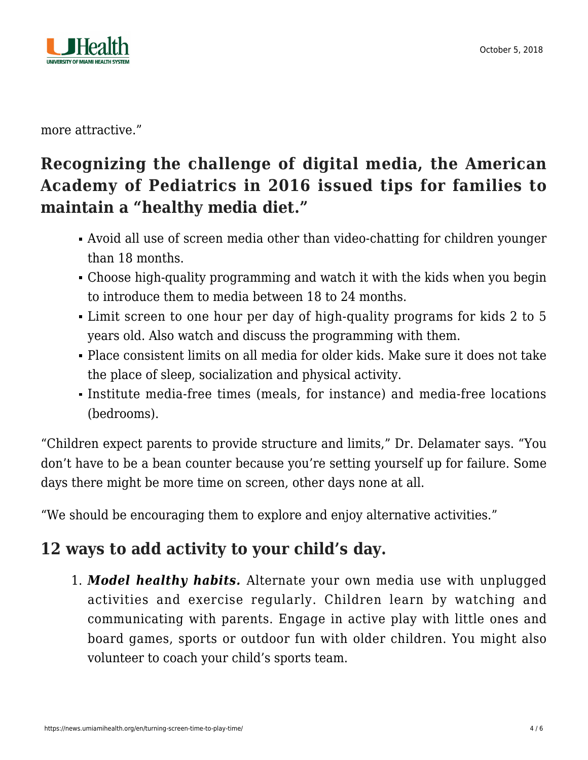more attractive."

## Recognizing the challenge of digital media, the American Academy of Pediatrics in 2016 issued tips for families to maintain a "healthy media diet."

- Avoid all use of screen media other than video-chatting for children younger than 18 months.
- Choose high-quality programming and watch it with the kids when you begin to introduce them to media between 18 to 24 months.
- Limit screen to one hour per day of high-quality programs for kids 2 to 5 years old. Also watch and discuss the programming with them.
- Place consistent limits on all media for older kids. Make sure it does not take the place of sleep, socialization and physical activity.
- Institute media-free times (meals, for instance) and media-free locations (bedrooms).

"Children expect parents to provide structure and limits," Dr. Delamater says. "You don't have to be a bean counter because you're setting yourself up for failure. Some days there might be more time on screen, other days none at all.

"We should be encouraging them to explore and enjoy alternative activities."

## 12 ways to add activity to your child's day.

1. ***Model healthy habits.*** Alternate your own media use with unplugged activities and exercise regularly. Children learn by watching and communicating with parents. Engage in active play with little ones and board games, sports or outdoor fun with older children. You might also volunteer to coach your child's sports team.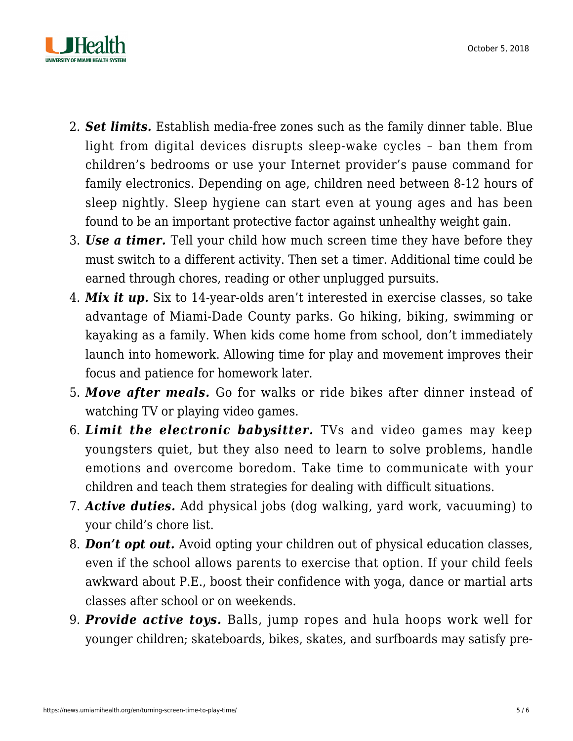2. ***Set limits.*** Establish media-free zones such as the family dinner table. Blue light from digital devices disrupts sleep-wake cycles – ban them from children's bedrooms or use your Internet provider's pause command for family electronics. Depending on age, children need between 8-12 hours of sleep nightly. Sleep hygiene can start even at young ages and has been found to be an important protective factor against unhealthy weight gain.
3. ***Use a timer.*** Tell your child how much screen time they have before they must switch to a different activity. Then set a timer. Additional time could be earned through chores, reading or other unplugged pursuits.
4. ***Mix it up.*** Six to 14-year-olds aren't interested in exercise classes, so take advantage of Miami-Dade County parks. Go hiking, biking, swimming or kayaking as a family. When kids come home from school, don't immediately launch into homework. Allowing time for play and movement improves their focus and patience for homework later.
5. ***Move after meals.*** Go for walks or ride bikes after dinner instead of watching TV or playing video games.
6. ***Limit the electronic babysitter.*** TVs and video games may keep youngsters quiet, but they also need to learn to solve problems, handle emotions and overcome boredom. Take time to communicate with your children and teach them strategies for dealing with difficult situations.
7. ***Active duties.*** Add physical jobs (dog walking, yard work, vacuuming) to your child's chore list.
8. ***Don't opt out.*** Avoid opting your children out of physical education classes, even if the school allows parents to exercise that option. If your child feels awkward about P.E., boost their confidence with yoga, dance or martial arts classes after school or on weekends.
9. ***Provide active toys.*** Balls, jump ropes and hula hoops work well for younger children; skateboards, bikes, skates, and surfboards may satisfy pre-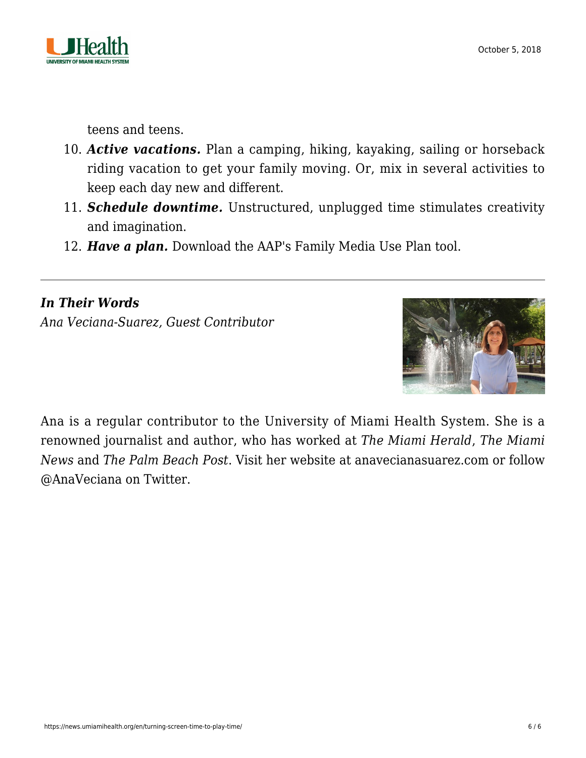teens and teens.

10. ***Active vacations.*** Plan a camping, hiking, kayaking, sailing or horseback riding vacation to get your family moving. Or, mix in several activities to keep each day new and different.
11. ***Schedule downtime.*** Unstructured, unplugged time stimulates creativity and imagination.
12. ***Have a plan.*** Download the AAP's Family Media Use Plan tool.

---

***In Their Words***
*Ana Veciana-Suarez, Guest Contributor*

Ana is a regular contributor to the University of Miami Health System. She is a renowned journalist and author, who has worked at *The Miami Herald*, *The Miami News* and *The Palm Beach Post*. Visit her website at anavecianasuarez.com or follow @AnaVeciana on Twitter.